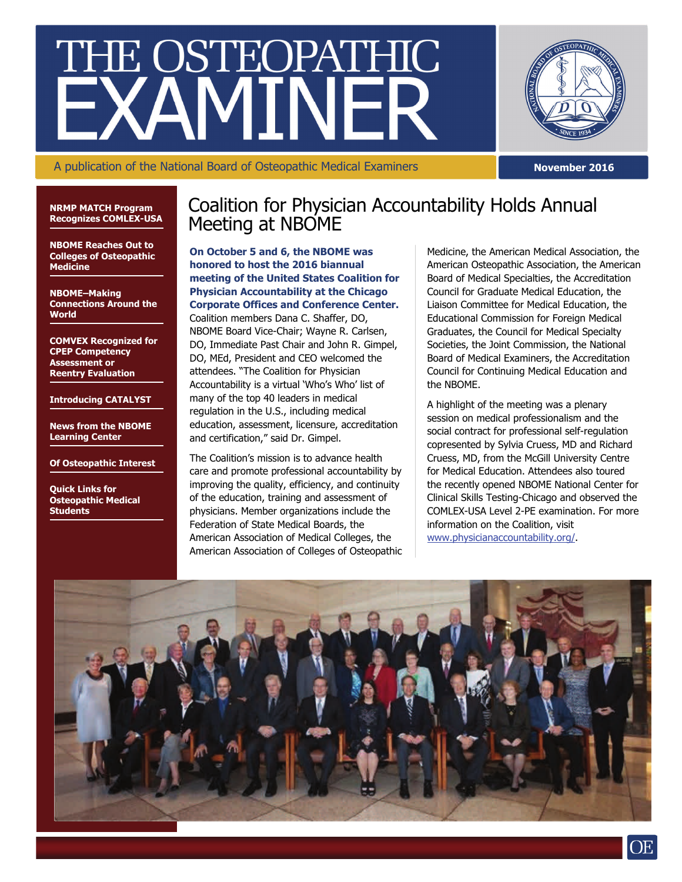# THE OSTEOPATHIC EXAMINER

A publication of the National Board of Osteopathic Medical Examiners

November 2016

- **NRMP MATCH Program Recognizes COMLEX-USA**
- **NBOME Reaches Out to Colleges of Osteopathic Medicine**
- **NBOME–Making Connections Around the World**
- **COMVEX Recognized for CPEP Competency Assessment or Reentry Evaluation**
- **Introducing CATALYST**
- **News from the NBOME Learning Center**
- **Of Osteopathic Interest**
- **Quick Links for Osteopathic Medical Students**

## Coalition for Physician Accountability Holds Annual Meeting at NBOME

**On October 5 and 6, the NBOME was honored to host the 2016 biannual meeting of the United States Coalition for Physician Accountability at the Chicago Corporate Offices and Conference Center.** Coalition members Dana C. Shaffer, DO, NBOME Board Vice-Chair; Wayne R. Carlsen, DO, Immediate Past Chair and John R. Gimpel, DO, MEd, President and CEO welcomed the attendees. "The Coalition for Physician Accountability is a virtual 'Who's Who' list of many of the top 40 leaders in medical regulation in the U.S., including medical education, assessment, licensure, accreditation and certification," said Dr. Gimpel.

The Coalition's mission is to advance health care and promote professional accountability by improving the quality, efficiency, and continuity of the education, training and assessment of physicians. Member organizations include the Federation of State Medical Boards, the American Association of Medical Colleges, the American Association of Colleges of Osteopathic Medicine, the American Medical Association, the American Osteopathic Association, the American Board of Medical Specialties, the Accreditation Council for Graduate Medical Education, the Liaison Committee for Medical Education, the Educational Commission for Foreign Medical Graduates, the Council for Medical Specialty Societies, the Joint Commission, the National Board of Medical Examiners, the Accreditation Council for Continuing Medical Education and the NBOME.

A highlight of the meeting was a plenary session on medical professionalism and the social contract for professional self-regulation copresented by Sylvia Cruess, MD and Richard Cruess, MD, from the McGill University Centre for Medical Education. Attendees also toured the recently opened NBOME National Center for Clinical Skills Testing-Chicago and observed the COMLEX-USA Level 2-PE examination. For more information on the Coalition, visit www.physicianaccountability.org/.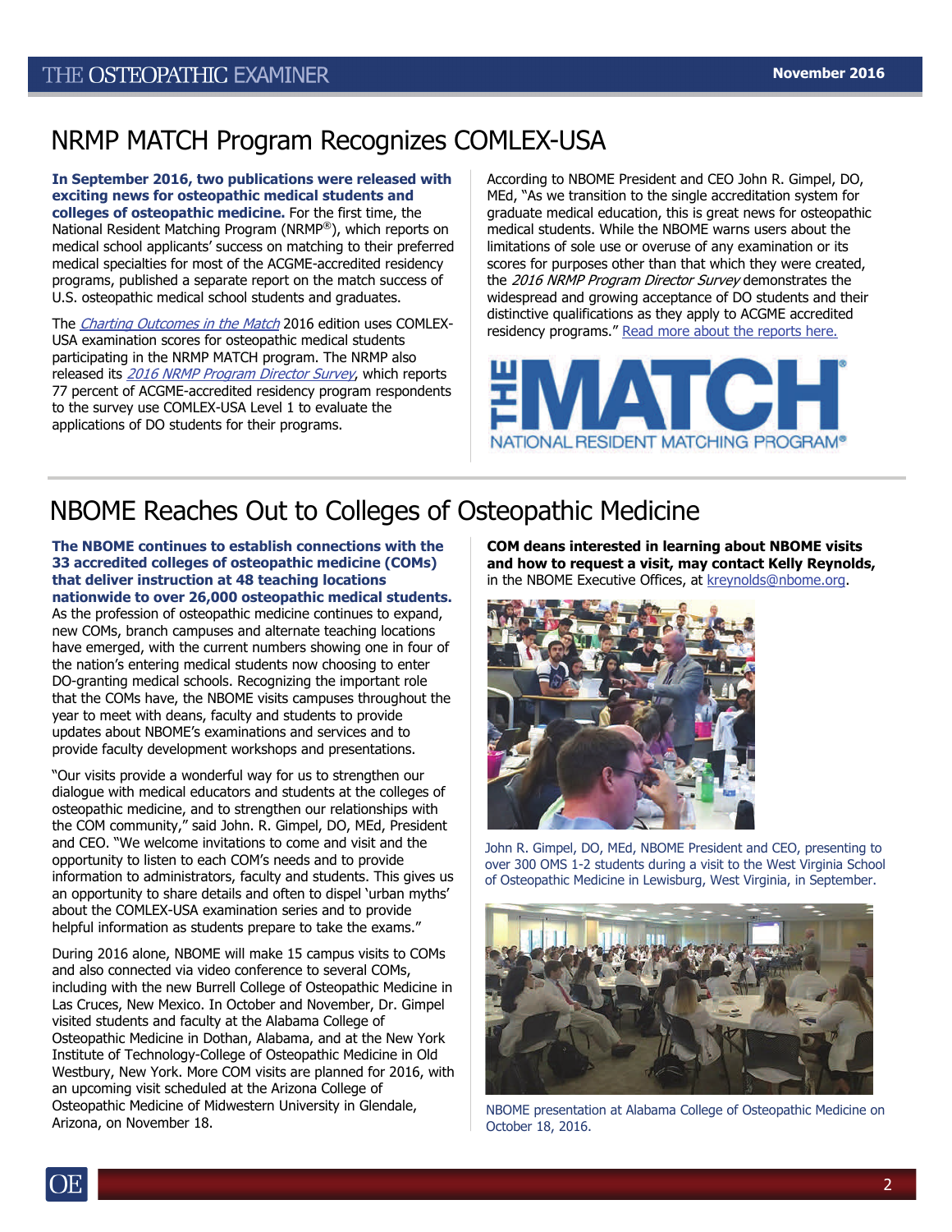# NRMP MATCH Program Recognizes COMLEX-USA

**In September 2016, two publications were released with exciting news for osteopathic medical students and colleges of osteopathic medicine.** For the first time, the National Resident Matching Program (NRMP®), which reports on medical school applicants' success on matching to their preferred medical specialties for most of the ACGME-accredited residency programs, published a separate report on the match success of U.S. osteopathic medical school students and graduates.

The *Charting Outcomes in the Match* 2016 edition uses COMLEX-USA examination scores for osteopathic medical students participating in the NRMP MATCH program. The NRMP also released its *2016 NRMP Program Director Survey*, which reports 77 percent of ACGME-accredited residency program respondents to the survey use COMLEX-USA Level 1 to evaluate the applications of DO students for their programs.

According to NBOME President and CEO John R. Gimpel, DO, MEd, "As we transition to the single accreditation system for graduate medical education, this is great news for osteopathic medical students. While the NBOME warns users about the limitations of sole use or overuse of any examination or its scores for purposes other than that which they were created, the *2016 NRMP Program Director Survey* demonstrates the widespread and growing acceptance of DO students and their distinctive qualifications as they apply to ACGME accredited residency programs." Read more about the reports here.

# NBOME Reaches Out to Colleges of Osteopathic Medicine

**The NBOME continues to establish connections with the 33 accredited colleges of osteopathic medicine (COMs) that deliver instruction at 48 teaching locations nationwide to over 26,000 osteopathic medical students.** As the profession of osteopathic medicine continues to expand, new COMs, branch campuses and alternate teaching locations have emerged, with the current numbers showing one in four of the nation's entering medical students now choosing to enter DO-granting medical schools. Recognizing the important role that the COMs have, the NBOME visits campuses throughout the year to meet with deans, faculty and students to provide updates about NBOME's examinations and services and to provide faculty development workshops and presentations.

"Our visits provide a wonderful way for us to strengthen our dialogue with medical educators and students at the colleges of osteopathic medicine, and to strengthen our relationships with the COM community," said John. R. Gimpel, DO, MEd, President and CEO. "We welcome invitations to come and visit and the opportunity to listen to each COM's needs and to provide information to administrators, faculty and students. This gives us an opportunity to share details and often to dispel 'urban myths' about the COMLEX-USA examination series and to provide helpful information as students prepare to take the exams."

During 2016 alone, NBOME will make 15 campus visits to COMs and also connected via video conference to several COMs, including with the new Burrell College of Osteopathic Medicine in Las Cruces, New Mexico. In October and November, Dr. Gimpel visited students and faculty at the Alabama College of Osteopathic Medicine in Dothan, Alabama, and at the New York Institute of Technology-College of Osteopathic Medicine in Old Westbury, New York. More COM visits are planned for 2016, with an upcoming visit scheduled at the Arizona College of Osteopathic Medicine of Midwestern University in Glendale, Arizona, on November 18.

**COM deans interested in learning about NBOME visits and how to request a visit, may contact Kelly Reynolds,** in the NBOME Executive Offices, at kreynolds@nbome.org.

John R. Gimpel, DO, MEd, NBOME President and CEO, presenting to over 300 OMS 1-2 students during a visit to the West Virginia School of Osteopathic Medicine in Lewisburg, West Virginia, in September.

NBOME presentation at Alabama College of Osteopathic Medicine on October 18, 2016.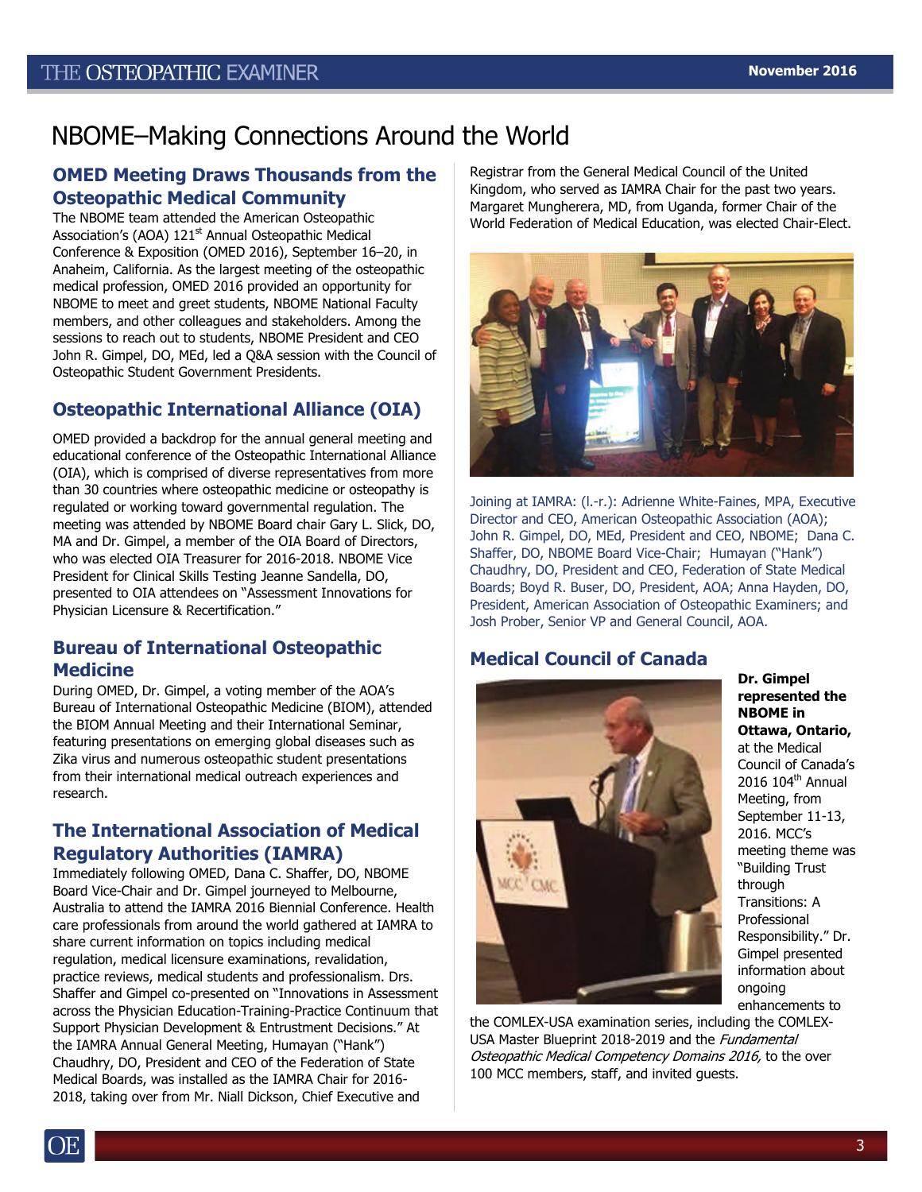# NBOME–Making Connections Around the World

## OMED Meeting Draws Thousands from the Osteopathic Medical Community

The NBOME team attended the American Osteopathic Association's (AOA) 121st Annual Osteopathic Medical Conference & Exposition (OMED 2016), September 16–20, in Anaheim, California. As the largest meeting of the osteopathic medical profession, OMED 2016 provided an opportunity for NBOME to meet and greet students, NBOME National Faculty members, and other colleagues and stakeholders. Among the sessions to reach out to students, NBOME President and CEO John R. Gimpel, DO, MEd, led a Q&A session with the Council of Osteopathic Student Government Presidents.

## Osteopathic International Alliance (OIA)

OMED provided a backdrop for the annual general meeting and educational conference of the Osteopathic International Alliance (OIA), which is comprised of diverse representatives from more than 30 countries where osteopathic medicine or osteopathy is regulated or working toward governmental regulation. The meeting was attended by NBOME Board chair Gary L. Slick, DO, MA and Dr. Gimpel, a member of the OIA Board of Directors, who was elected OIA Treasurer for 2016-2018. NBOME Vice President for Clinical Skills Testing Jeanne Sandella, DO, presented to OIA attendees on "Assessment Innovations for Physician Licensure & Recertification."

## Bureau of International Osteopathic Medicine

During OMED, Dr. Gimpel, a voting member of the AOA's Bureau of International Osteopathic Medicine (BIOM), attended the BIOM Annual Meeting and their International Seminar, featuring presentations on emerging global diseases such as Zika virus and numerous osteopathic student presentations from their international medical outreach experiences and research.

## The International Association of Medical Regulatory Authorities (IAMRA)

Immediately following OMED, Dana C. Shaffer, DO, NBOME Board Vice-Chair and Dr. Gimpel journeyed to Melbourne, Australia to attend the IAMRA 2016 Biennial Conference. Health care professionals from around the world gathered at IAMRA to share current information on topics including medical regulation, medical licensure examinations, revalidation, practice reviews, medical students and professionalism. Drs. Shaffer and Gimpel co-presented on "Innovations in Assessment across the Physician Education-Training-Practice Continuum that Support Physician Development & Entrustment Decisions." At the IAMRA Annual General Meeting, Humayan ("Hank") Chaudhry, DO, President and CEO of the Federation of State Medical Boards, was installed as the IAMRA Chair for 2016-2018, taking over from Mr. Niall Dickson, Chief Executive and Registrar from the General Medical Council of the United Kingdom, who served as IAMRA Chair for the past two years. Margaret Mungherera, MD, from Uganda, former Chair of the World Federation of Medical Education, was elected Chair-Elect.

Joining at IAMRA: (l.-r.): Adrienne White-Faines, MPA, Executive Director and CEO, American Osteopathic Association (AOA); John R. Gimpel, DO, MEd, President and CEO, NBOME; Dana C. Shaffer, DO, NBOME Board Vice-Chair; Humayan ("Hank") Chaudhry, DO, President and CEO, Federation of State Medical Boards; Boyd R. Buser, DO, President, AOA; Anna Hayden, DO, President, American Association of Osteopathic Examiners; and Josh Prober, Senior VP and General Council, AOA.

## Medical Council of Canada

**Dr. Gimpel represented the NBOME in Ottawa, Ontario,** at the Medical Council of Canada's 2016 104th Annual Meeting, from September 11-13, 2016. MCC's meeting theme was "Building Trust through Transitions: A Professional Responsibility." Dr. Gimpel presented information about ongoing enhancements to the COMLEX-USA examination series, including the COMLEX-USA Master Blueprint 2018-2019 and the *Fundamental Osteopathic Medical Competency Domains 2016,* to the over 100 MCC members, staff, and invited guests.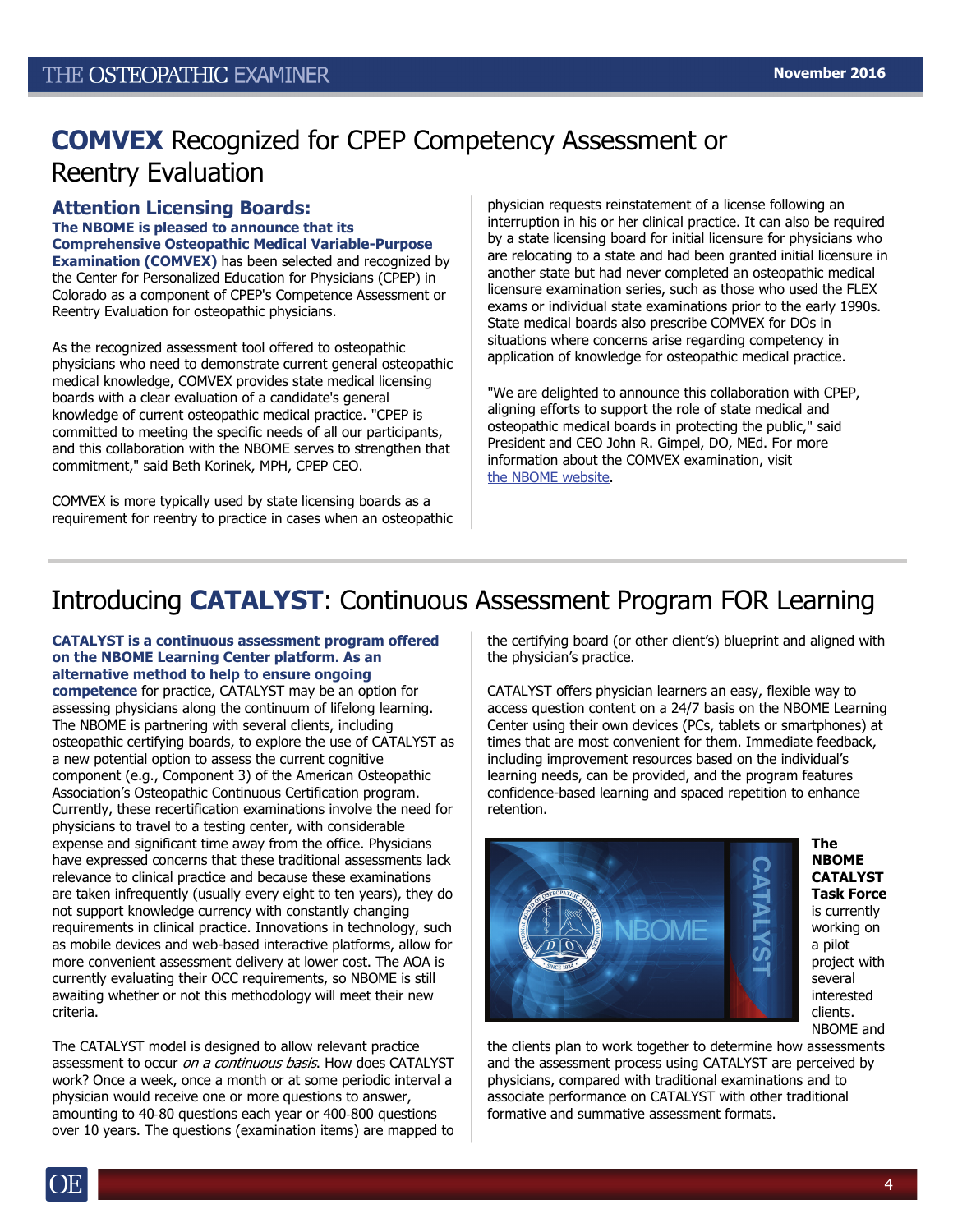# **COMVEX** Recognized for CPEP Competency Assessment or Reentry Evaluation

### Attention Licensing Boards:

**The NBOME is pleased to announce that its Comprehensive Osteopathic Medical Variable-Purpose Examination (COMVEX)** has been selected and recognized by the Center for Personalized Education for Physicians (CPEP) in Colorado as a component of CPEP's Competence Assessment or Reentry Evaluation for osteopathic physicians.

As the recognized assessment tool offered to osteopathic physicians who need to demonstrate current general osteopathic medical knowledge, COMVEX provides state medical licensing boards with a clear evaluation of a candidate's general knowledge of current osteopathic medical practice. "CPEP is committed to meeting the specific needs of all our participants, and this collaboration with the NBOME serves to strengthen that commitment," said Beth Korinek, MPH, CPEP CEO.

COMVEX is more typically used by state licensing boards as a requirement for reentry to practice in cases when an osteopathic physician requests reinstatement of a license following an interruption in his or her clinical practice. It can also be required by a state licensing board for initial licensure for physicians who are relocating to a state and had been granted initial licensure in another state but had never completed an osteopathic medical licensure examination series, such as those who used the FLEX exams or individual state examinations prior to the early 1990s. State medical boards also prescribe COMVEX for DOs in situations where concerns arise regarding competency in application of knowledge for osteopathic medical practice.

"We are delighted to announce this collaboration with CPEP, aligning efforts to support the role of state medical and osteopathic medical boards in protecting the public," said President and CEO John R. Gimpel, DO, MEd. For more information about the COMVEX examination, visit the NBOME website.

# Introducing **CATALYST**: Continuous Assessment Program FOR Learning

**CATALYST is a continuous assessment program offered on the NBOME Learning Center platform. As an alternative method to help to ensure ongoing competence** for practice, CATALYST may be an option for assessing physicians along the continuum of lifelong learning. The NBOME is partnering with several clients, including osteopathic certifying boards, to explore the use of CATALYST as a new potential option to assess the current cognitive component (e.g., Component 3) of the American Osteopathic Association's Osteopathic Continuous Certification program. Currently, these recertification examinations involve the need for physicians to travel to a testing center, with considerable expense and significant time away from the office. Physicians have expressed concerns that these traditional assessments lack relevance to clinical practice and because these examinations are taken infrequently (usually every eight to ten years), they do not support knowledge currency with constantly changing requirements in clinical practice. Innovations in technology, such as mobile devices and web-based interactive platforms, allow for more convenient assessment delivery at lower cost. The AOA is currently evaluating their OCC requirements, so NBOME is still awaiting whether or not this methodology will meet their new criteria.

The CATALYST model is designed to allow relevant practice assessment to occur *on a continuous basis*. How does CATALYST work? Once a week, once a month or at some periodic interval a physician would receive one or more questions to answer, amounting to 40-80 questions each year or 400-800 questions over 10 years. The questions (examination items) are mapped to the certifying board (or other client's) blueprint and aligned with the physician's practice.

CATALYST offers physician learners an easy, flexible way to access question content on a 24/7 basis on the NBOME Learning Center using their own devices (PCs, tablets or smartphones) at times that are most convenient for them. Immediate feedback, including improvement resources based on the individual's learning needs, can be provided, and the program features confidence-based learning and spaced repetition to enhance retention.

**The NBOME CATALYST Task Force** is currently working on a pilot project with several interested clients. NBOME and the clients plan to work together to determine how assessments and the assessment process using CATALYST are perceived by physicians, compared with traditional examinations and to associate performance on CATALYST with other traditional formative and summative assessment formats.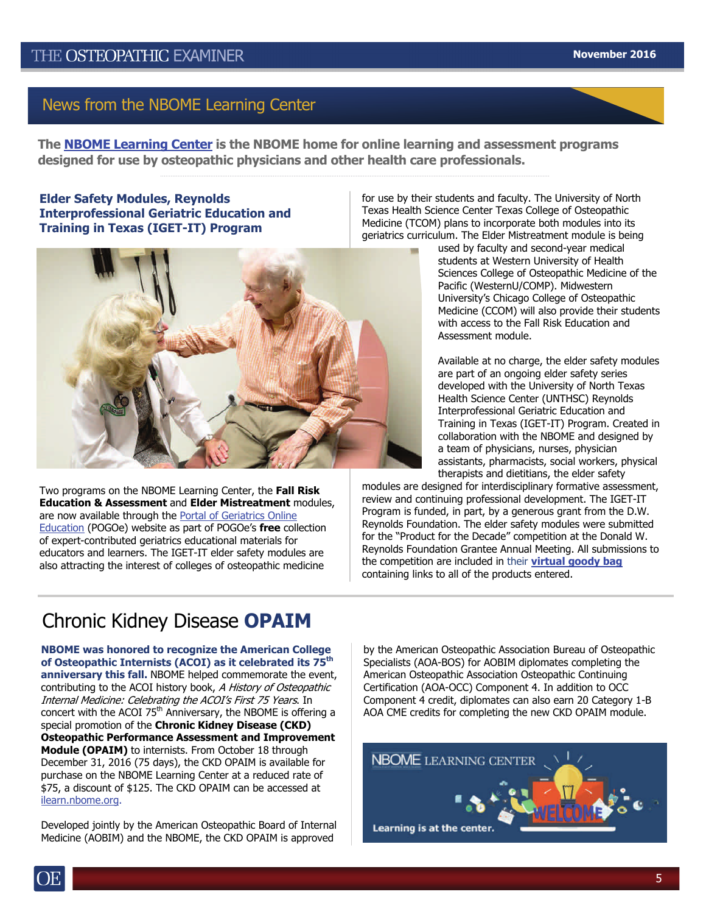## News from the NBOME Learning Center

**The NBOME Learning Center is the NBOME home for online learning and assessment programs designed for use by osteopathic physicians and other health care professionals.**

### Elder Safety Modules, Reynolds Interprofessional Geriatric Education and Training in Texas (IGET-IT) Program

Two programs on the NBOME Learning Center, the **Fall Risk Education & Assessment** and **Elder Mistreatment** modules, are now available through the Portal of Geriatrics Online Education (POGOe) website as part of POGOe's **free** collection of expert-contributed geriatrics educational materials for educators and learners. The IGET-IT elder safety modules are also attracting the interest of colleges of osteopathic medicine for use by their students and faculty. The University of North Texas Health Science Center Texas College of Osteopathic Medicine (TCOM) plans to incorporate both modules into its geriatrics curriculum. The Elder Mistreatment module is being used by faculty and second-year medical students at Western University of Health Sciences College of Osteopathic Medicine of the Pacific (WesternU/COMP). Midwestern University's Chicago College of Osteopathic Medicine (CCOM) will also provide their students with access to the Fall Risk Education and Assessment module.

Available at no charge, the elder safety modules are part of an ongoing elder safety series developed with the University of North Texas Health Science Center (UNTHSC) Reynolds Interprofessional Geriatric Education and Training in Texas (IGET-IT) Program. Created in collaboration with the NBOME and designed by a team of physicians, nurses, physician assistants, pharmacists, social workers, physical therapists and dietitians, the elder safety modules are designed for interdisciplinary formative assessment, review and continuing professional development. The IGET-IT Program is funded, in part, by a generous grant from the D.W. Reynolds Foundation. The elder safety modules were submitted for the "Product for the Decade" competition at the Donald W. Reynolds Foundation Grantee Annual Meeting. All submissions to the competition are included in their **virtual goody bag** containing links to all of the products entered.

## Chronic Kidney Disease **OPAIM**

**NBOME was honored to recognize the American College of Osteopathic Internists (ACOI) as it celebrated its 75th anniversary this fall.** NBOME helped commemorate the event, contributing to the ACOI history book, *A History of Osteopathic Internal Medicine: Celebrating the ACOI's First 75 Years*. In concert with the ACOI 75th Anniversary, the NBOME is offering a special promotion of the **Chronic Kidney Disease (CKD) Osteopathic Performance Assessment and Improvement Module (OPAIM)** to internists. From October 18 through December 31, 2016 (75 days), the CKD OPAIM is available for purchase on the NBOME Learning Center at a reduced rate of $75, a discount of $125. The CKD OPAIM can be accessed at ilearn.nbome.org.

Developed jointly by the American Osteopathic Board of Internal Medicine (AOBIM) and the NBOME, the CKD OPAIM is approved by the American Osteopathic Association Bureau of Osteopathic Specialists (AOA-BOS) for AOBIM diplomates completing the American Osteopathic Association Osteopathic Continuing Certification (AOA-OCC) Component 4. In addition to OCC Component 4 credit, diplomates can also earn 20 Category 1-B AOA CME credits for completing the new CKD OPAIM module.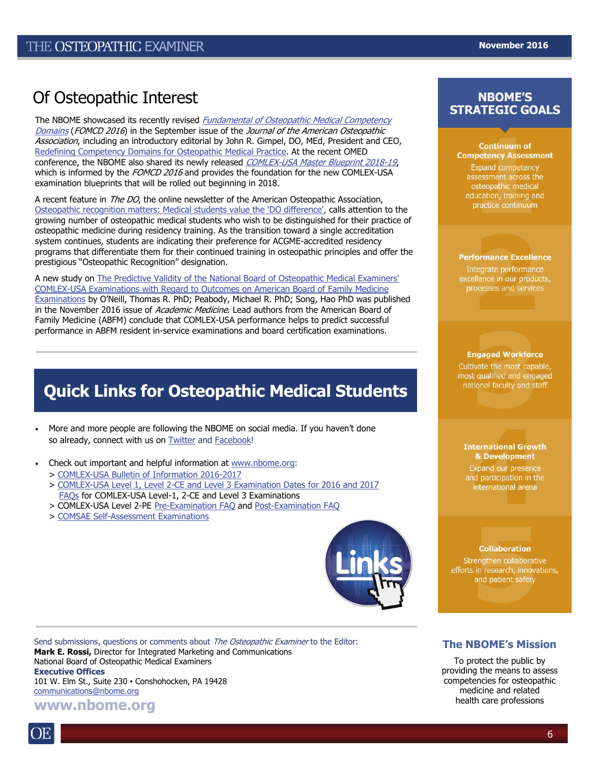# Of Osteopathic Interest

The NBOME showcased its recently revised *Fundamental of Osteopathic Medical Competency Domains* (*FOMCD 2016*) in the September issue of the *Journal of the American Osteopathic Association*, including an introductory editorial by John R. Gimpel, DO, MEd, President and CEO, Redefining Competency Domains for Osteopathic Medical Practice. At the recent OMED conference, the NBOME also shared its newly released *COMLEX-USA Master Blueprint 2018-19*, which is informed by the *FOMCD 2016* and provides the foundation for the new COMLEX-USA examination blueprints that will be rolled out beginning in 2018.

A recent feature in *The DO*, the online newsletter of the American Osteopathic Association, Osteopathic recognition matters: Medical students value the 'DO difference', calls attention to the growing number of osteopathic medical students who wish to be distinguished for their practice of osteopathic medicine during residency training. As the transition toward a single accreditation system continues, students are indicating their preference for ACGME-accredited residency programs that differentiate them for their continued training in osteopathic principles and offer the prestigious "Osteopathic Recognition" designation.

A new study on The Predictive Validity of the National Board of Osteopathic Medical Examiners' COMLEX-USA Examinations with Regard to Outcomes on American Board of Family Medicine Examinations by O'Neill, Thomas R. PhD; Peabody, Michael R. PhD; Song, Hao PhD was published in the November 2016 issue of *Academic Medicine*. Lead authors from the American Board of Family Medicine (ABFM) conclude that COMLEX-USA performance helps to predict successful performance in ABFM resident in-service examinations and board certification examinations.

## Quick Links for Osteopathic Medical Students

- More and more people are following the NBOME on social media. If you haven't done so already, connect with us on Twitter and Facebook!
- Check out important and helpful information at www.nbome.org:
  > COMLEX-USA Bulletin of Information 2016-2017
  > COMLEX-USA Level 1, Level 2-CE and Level 3 Examination Dates for 2016 and 2017
  FAQs for COMLEX-USA Level-1, 2-CE and Level 3 Examinations
  > COMLEX-USA Level 2-PE Pre-Examination FAQ and Post-Examination FAQ
  > COMSAE Self-Assessment Examinations

Send submissions, questions or comments about *The Osteopathic Examiner* to the Editor:
**Mark E. Rossi,** Director for Integrated Marketing and Communications
National Board of Osteopathic Medical Examiners
**Executive Offices**
101 W. Elm St., Suite 230 ▪ Conshohocken, PA 19428
communications@nbome.org

**www.nbome.org**

## NBOME'S STRATEGIC GOALS

**1. Continuum of Competency Assessment**
Expand competency assessment across the osteopathic medical education, training and practice continuum

**2. Performance Excellence**
Integrate performance excellence in our products, processes and services

**3. Engaged Workforce**
Cultivate the most capable, most qualified and engaged national faculty and staff

**4. International Growth & Development**
Expand our presence and participation in the international arena

**5. Collaboration**
Strengthen collaborative efforts in research, innovations, and patient safety

## The NBOME's Mission

To protect the public by providing the means to assess competencies for osteopathic medicine and related health care professions